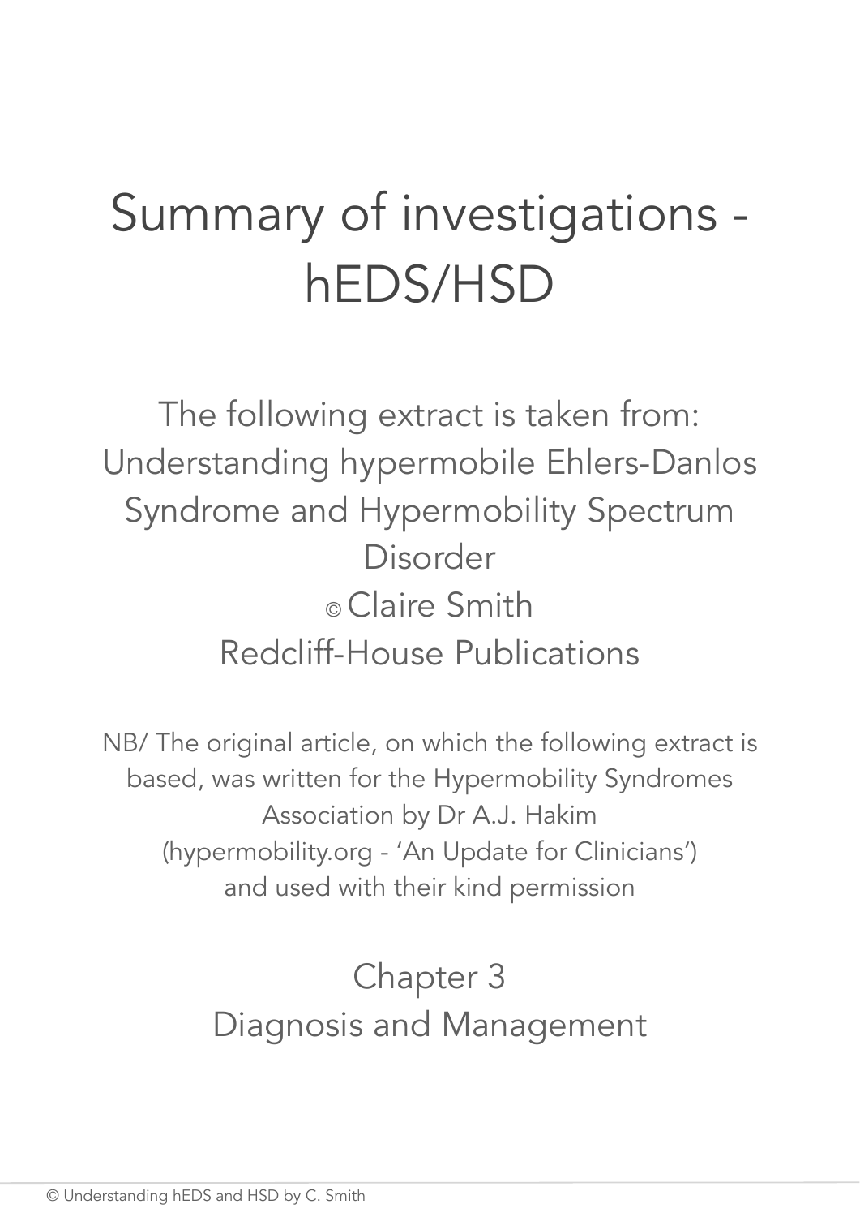# Summary of investigations - hEDS/HSD

The following extract is taken from:
Understanding hypermobile Ehlers-Danlos Syndrome and Hypermobility Spectrum Disorder
© Claire Smith
Redcliff-House Publications

NB/ The original article, on which the following extract is based, was written for the Hypermobility Syndromes Association by Dr A.J. Hakim (hypermobility.org - 'An Update for Clinicians') and used with their kind permission

## Chapter 3
## Diagnosis and Management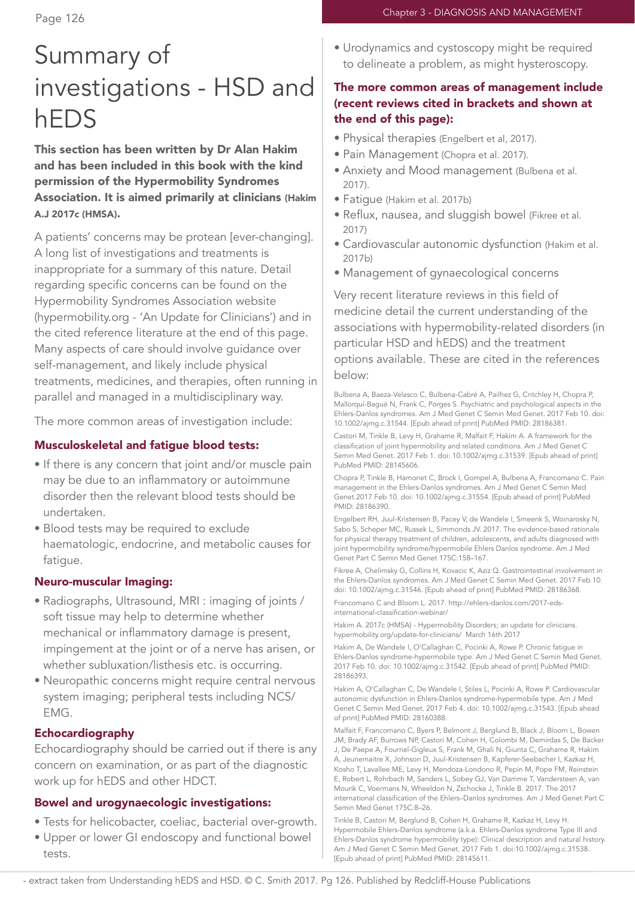# Summary of investigations - HSD and hEDS

**This section has been written by Dr Alan Hakim and has been included in this book with the kind permission of the Hypermobility Syndromes Association. It is aimed primarily at clinicians (Hakim A.J 2017c (HMSA).**

A patients' concerns may be protean [ever-changing]. A long list of investigations and treatments is inappropriate for a summary of this nature. Detail regarding specific concerns can be found on the Hypermobility Syndromes Association website (hypermobility.org - 'An Update for Clinicians') and in the cited reference literature at the end of this page. Many aspects of care should involve guidance over self-management, and likely include physical treatments, medicines, and therapies, often running in parallel and managed in a multidisciplinary way.

The more common areas of investigation include:

### Musculoskeletal and fatigue blood tests:

- If there is any concern that joint and/or muscle pain may be due to an inflammatory or autoimmune disorder then the relevant blood tests should be undertaken.
- Blood tests may be required to exclude haematologic, endocrine, and metabolic causes for fatigue.

### Neuro-muscular Imaging:

- Radiographs, Ultrasound, MRI : imaging of joints / soft tissue may help to determine whether mechanical or inflammatory damage is present, impingement at the joint or of a nerve has arisen, or whether subluxation/listhesis etc. is occurring.
- Neuropathic concerns might require central nervous system imaging; peripheral tests including NCS/ EMG.

### Echocardiography

Echocardiography should be carried out if there is any concern on examination, or as part of the diagnostic work up for hEDS and other HDCT.

### Bowel and urogynaecologic investigations:

- Tests for helicobacter, coeliac, bacterial over-growth.
- Upper or lower GI endoscopy and functional bowel tests.
- Urodynamics and cystoscopy might be required to delineate a problem, as might hysteroscopy.

### The more common areas of management include (recent reviews cited in brackets and shown at the end of this page):

- Physical therapies (Engelbert et al, 2017).
- Pain Management (Chopra et al. 2017).
- Anxiety and Mood management (Bulbena et al. 2017).
- Fatigue (Hakim et al. 2017b)
- Reflux, nausea, and sluggish bowel (Fikree et al. 2017)
- Cardiovascular autonomic dysfunction (Hakim et al. 2017b)
- Management of gynaecological concerns

Very recent literature reviews in this field of medicine detail the current understanding of the associations with hypermobility-related disorders (in particular HSD and hEDS) and the treatment options available. These are cited in the references below:

Bulbena A, Baeza-Velasco C, Bulbena-Cabré A, Pailhez G, Critchley H, Chopra P, Mallorquí-Bagué N, Frank C, Porges S. Psychiatric and psychological aspects in the Ehlers-Danlos syndromes. Am J Med Genet C Semin Med Genet. 2017 Feb 10. doi: 10.1002/ajmg.c.31544. [Epub ahead of print] PubMed PMID: 28186381.

Castori M, Tinkle B, Levy H, Grahame R, Malfait F, Hakim A. A framework for the classification of joint hypermobility and related conditions. Am J Med Genet C Semin Med Genet. 2017 Feb 1. doi: 10.1002/ajmg.c.31539. [Epub ahead of print] PubMed PMID: 28145606.

Chopra P, Tinkle B, Hamonet C, Brock I, Gompel A, Bulbena A, Francomano C. Pain management in the Ehlers-Danlos syndromes. Am J Med Genet C Semin Med Genet.2017 Feb 10. doi: 10.1002/ajmg.c.31554. [Epub ahead of print] PubMed PMID: 28186390.

Engelbert RH, Juul-Kristensen B, Pacey V, de Wandele I, Smeenk S, Woinarosky N, Sabo S, Scheper MC, Russek L, Simmonds JV. 2017. The evidence-based rationale for physical therapy treatment of children, adolescents, and adults diagnosed with joint hypermobility syndrome/hypermobile Ehlers Danlos syndrome. Am J Med Genet Part C Semin Med Genet 175C:158–167.

Fikree A, Chelimsky G, Collins H, Kovacic K, Aziz Q. Gastrointestinal involvement in the Ehlers-Danlos syndromes. Am J Med Genet C Semin Med Genet. 2017 Feb 10. doi: 10.1002/ajmg.c.31546. [Epub ahead of print] PubMed PMID: 28186368.

Francomano C and Bloom L. 2017. http://ehlers-danlos.com/2017-eds-international-classification-webinar/

Hakim A. 2017c (HMSA) - Hypermobility Disorders; an update for clinicians. hypermobility.org/update-for-clinicians/ March 16th 2017

Hakim A, De Wandele I, O'Callaghan C, Pocinki A, Rowe P. Chronic fatigue in Ehlers-Danlos syndrome-hypermobile type. Am J Med Genet C Semin Med Genet. 2017 Feb 10. doi: 10.1002/ajmg.c.31542. [Epub ahead of print] PubMed PMID: 28186393.

Hakim A, O'Callaghan C, De Wandele I, Stiles L, Pocinki A, Rowe P. Cardiovascular autonomic dysfunction in Ehlers-Danlos syndrome-hypermobile type. Am J Med Genet C Semin Med Genet. 2017 Feb 4. doi: 10.1002/ajmg.c.31543. [Epub ahead of print] PubMed PMID: 28160388.

Malfait F, Francomano C, Byers P, Belmont J, Berglund B, Black J, Bloom L, Bowen JM, Brady AF, Burrows NP, Castori M, Cohen H, Colombi M, Demirdas S, De Backer J, De Paepe A, Fournel-Gigleux S, Frank M, Ghali N, Giunta C, Grahame R, Hakim A, Jeunemaitre X, Johnson D, Juul-Kristensen B, Kapferer-Seebacher I, Kazkaz H, Kosho T, Lavallee ME, Levy H, Mendoza-Londono R, Pepin M, Pope FM, Reinstein E, Robert L, Rohrbach M, Sanders L, Sobey GJ, Van Damme T, Vandersteen A, van Mourik C, Voermans N, Wheeldon N, Zschocke J, Tinkle B. 2017. The 2017 international classification of the Ehlers–Danlos syndromes. Am J Med Genet Part C Semin Med Genet 175C:8–26.

Tinkle B, Castori M, Berglund B, Cohen H, Grahame R, Kazkaz H, Levy H. Hypermobile Ehlers-Danlos syndrome (a.k.a. Ehlers-Danlos syndrome Type III and Ehlers-Danlos syndrome hypermobility type): Clinical description and natural history. Am J Med Genet C Semin Med Genet. 2017 Feb 1. doi:10.1002/ajmg.c.31538. [Epub ahead of print] PubMed PMID: 28145611.

- extract taken from Understanding hEDS and HSD. © C. Smith 2017. Pg 126. Published by Redcliff-House Publications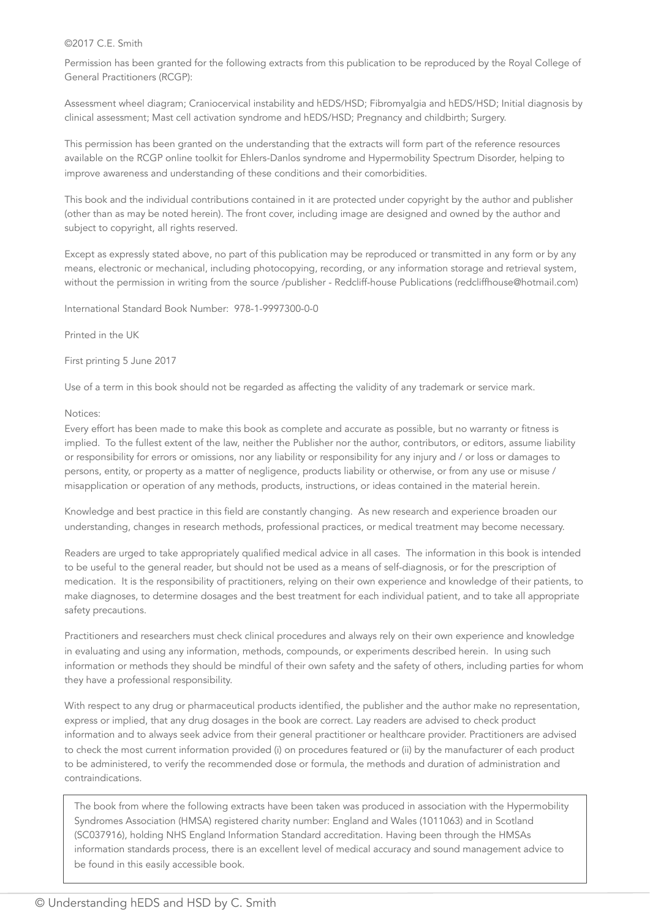©2017 C.E. Smith

Permission has been granted for the following extracts from this publication to be reproduced by the Royal College of General Practitioners (RCGP):

Assessment wheel diagram; Craniocervical instability and hEDS/HSD; Fibromyalgia and hEDS/HSD; Initial diagnosis by clinical assessment; Mast cell activation syndrome and hEDS/HSD; Pregnancy and childbirth; Surgery.

This permission has been granted on the understanding that the extracts will form part of the reference resources available on the RCGP online toolkit for Ehlers-Danlos syndrome and Hypermobility Spectrum Disorder, helping to improve awareness and understanding of these conditions and their comorbidities.

This book and the individual contributions contained in it are protected under copyright by the author and publisher (other than as may be noted herein). The front cover, including image are designed and owned by the author and subject to copyright, all rights reserved.

Except as expressly stated above, no part of this publication may be reproduced or transmitted in any form or by any means, electronic or mechanical, including photocopying, recording, or any information storage and retrieval system, without the permission in writing from the source /publisher - Redcliff-house Publications (redcliffhouse@hotmail.com)

International Standard Book Number: 978-1-9997300-0-0

Printed in the UK

First printing 5 June 2017

Use of a term in this book should not be regarded as affecting the validity of any trademark or service mark.

Notices:
Every effort has been made to make this book as complete and accurate as possible, but no warranty or fitness is implied. To the fullest extent of the law, neither the Publisher nor the author, contributors, or editors, assume liability or responsibility for errors or omissions, nor any liability or responsibility for any injury and / or loss or damages to persons, entity, or property as a matter of negligence, products liability or otherwise, or from any use or misuse / misapplication or operation of any methods, products, instructions, or ideas contained in the material herein.

Knowledge and best practice in this field are constantly changing. As new research and experience broaden our understanding, changes in research methods, professional practices, or medical treatment may become necessary.

Readers are urged to take appropriately qualified medical advice in all cases. The information in this book is intended to be useful to the general reader, but should not be used as a means of self-diagnosis, or for the prescription of medication. It is the responsibility of practitioners, relying on their own experience and knowledge of their patients, to make diagnoses, to determine dosages and the best treatment for each individual patient, and to take all appropriate safety precautions.

Practitioners and researchers must check clinical procedures and always rely on their own experience and knowledge in evaluating and using any information, methods, compounds, or experiments described herein. In using such information or methods they should be mindful of their own safety and the safety of others, including parties for whom they have a professional responsibility.

With respect to any drug or pharmaceutical products identified, the publisher and the author make no representation, express or implied, that any drug dosages in the book are correct. Lay readers are advised to check product information and to always seek advice from their general practitioner or healthcare provider. Practitioners are advised to check the most current information provided (i) on procedures featured or (ii) by the manufacturer of each product to be administered, to verify the recommended dose or formula, the methods and duration of administration and contraindications.

The book from where the following extracts have been taken was produced in association with the Hypermobility Syndromes Association (HMSA) registered charity number: England and Wales (1011063) and in Scotland (SC037916), holding NHS England Information Standard accreditation. Having been through the HMSAs information standards process, there is an excellent level of medical accuracy and sound management advice to be found in this easily accessible book.